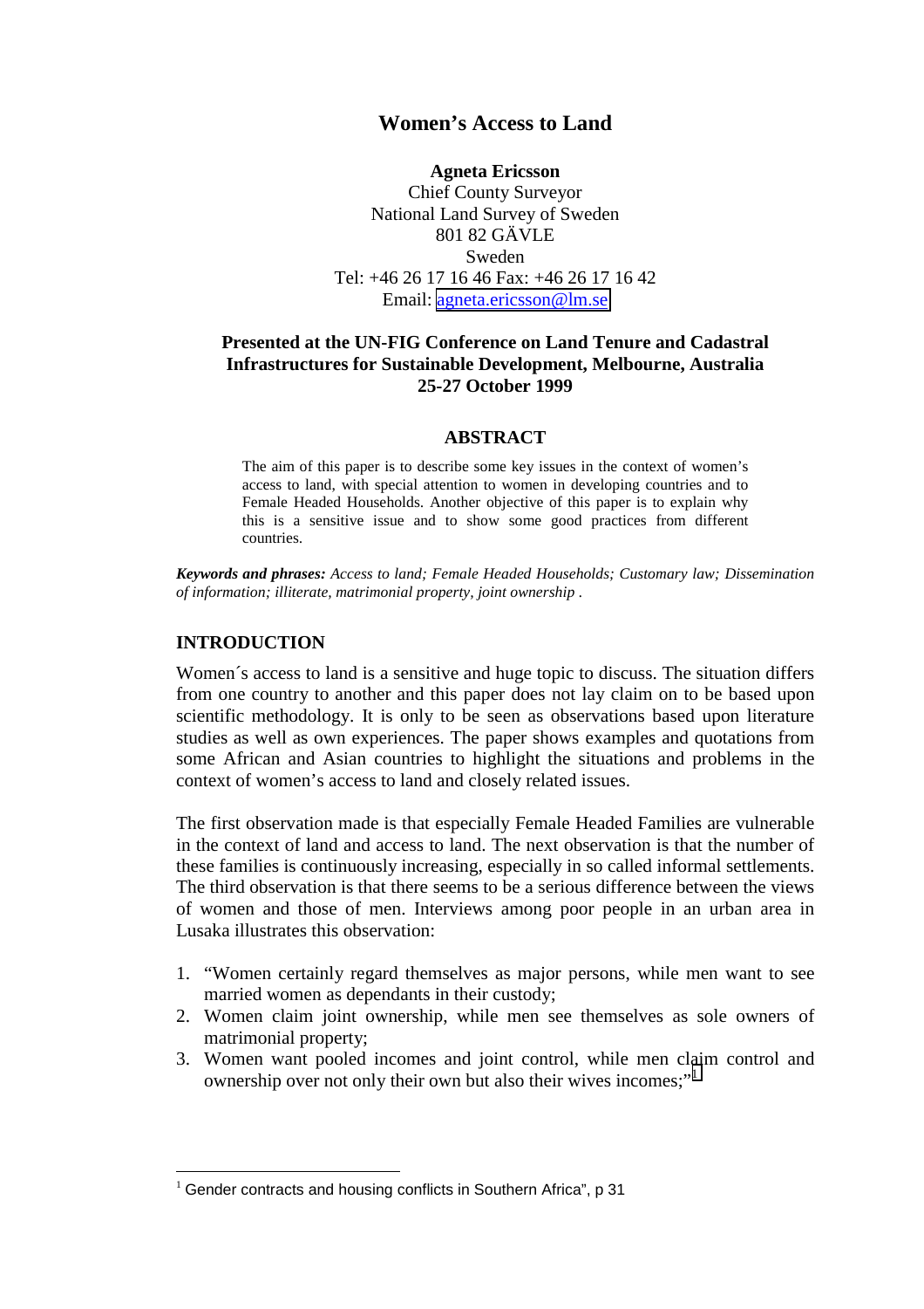# Women's Access to Land

**Agneta Ericsson**
Chief County Surveyor
National Land Survey of Sweden
801 82 GÄVLE
Sweden
Tel: +46 26 17 16 46 Fax: +46 26 17 16 42
Email: agneta.ericsson@lm.se

**Presented at the UN-FIG Conference on Land Tenure and Cadastral Infrastructures for Sustainable Development, Melbourne, Australia 25-27 October 1999**

## ABSTRACT

The aim of this paper is to describe some key issues in the context of women's access to land, with special attention to women in developing countries and to Female Headed Households. Another objective of this paper is to explain why this is a sensitive issue and to show some good practices from different countries.

***Keywords and phrases:*** *Access to land; Female Headed Households; Customary law; Dissemination of information; illiterate, matrimonial property, joint ownership .*

## INTRODUCTION

Women´s access to land is a sensitive and huge topic to discuss. The situation differs from one country to another and this paper does not lay claim on to be based upon scientific methodology. It is only to be seen as observations based upon literature studies as well as own experiences. The paper shows examples and quotations from some African and Asian countries to highlight the situations and problems in the context of women's access to land and closely related issues.

The first observation made is that especially Female Headed Families are vulnerable in the context of land and access to land. The next observation is that the number of these families is continuously increasing, especially in so called informal settlements. The third observation is that there seems to be a serious difference between the views of women and those of men. Interviews among poor people in an urban area in Lusaka illustrates this observation:

1. "Women certainly regard themselves as major persons, while men want to see married women as dependants in their custody;
2. Women claim joint ownership, while men see themselves as sole owners of matrimonial property;
3. Women want pooled incomes and joint control, while men claim control and ownership over not only their own but also their wives incomes;"[1]

[1] Gender contracts and housing conflicts in Southern Africa", p 31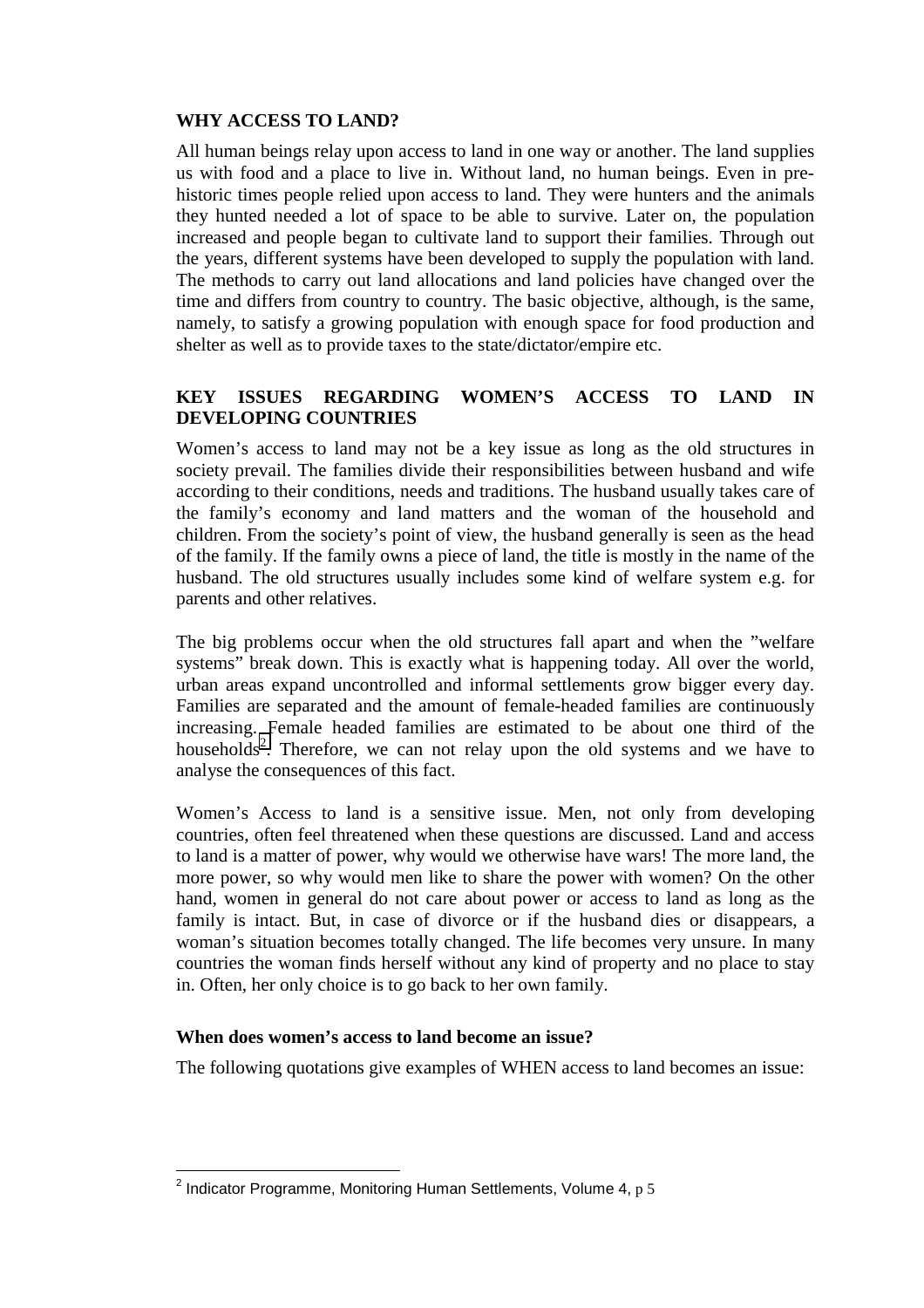## WHY ACCESS TO LAND?

All human beings relay upon access to land in one way or another. The land supplies us with food and a place to live in. Without land, no human beings. Even in pre-historic times people relied upon access to land. They were hunters and the animals they hunted needed a lot of space to be able to survive. Later on, the population increased and people began to cultivate land to support their families. Through out the years, different systems have been developed to supply the population with land. The methods to carry out land allocations and land policies have changed over the time and differs from country to country. The basic objective, although, is the same, namely, to satisfy a growing population with enough space for food production and shelter as well as to provide taxes to the state/dictator/empire etc.

## KEY ISSUES REGARDING WOMEN'S ACCESS TO LAND IN DEVELOPING COUNTRIES

Women's access to land may not be a key issue as long as the old structures in society prevail. The families divide their responsibilities between husband and wife according to their conditions, needs and traditions. The husband usually takes care of the family's economy and land matters and the woman of the household and children. From the society's point of view, the husband generally is seen as the head of the family. If the family owns a piece of land, the title is mostly in the name of the husband. The old structures usually includes some kind of welfare system e.g. for parents and other relatives.

The big problems occur when the old structures fall apart and when the "welfare systems" break down. This is exactly what is happening today. All over the world, urban areas expand uncontrolled and informal settlements grow bigger every day. Families are separated and the amount of female-headed families are continuously increasing. Female headed families are estimated to be about one third of the households[2]. Therefore, we can not relay upon the old systems and we have to analyse the consequences of this fact.

Women's Access to land is a sensitive issue. Men, not only from developing countries, often feel threatened when these questions are discussed. Land and access to land is a matter of power, why would we otherwise have wars! The more land, the more power, so why would men like to share the power with women? On the other hand, women in general do not care about power or access to land as long as the family is intact. But, in case of divorce or if the husband dies or disappears, a woman's situation becomes totally changed. The life becomes very unsure. In many countries the woman finds herself without any kind of property and no place to stay in. Often, her only choice is to go back to her own family.

### When does women's access to land become an issue?

The following quotations give examples of WHEN access to land becomes an issue:

[2] Indicator Programme, Monitoring Human Settlements, Volume 4, p 5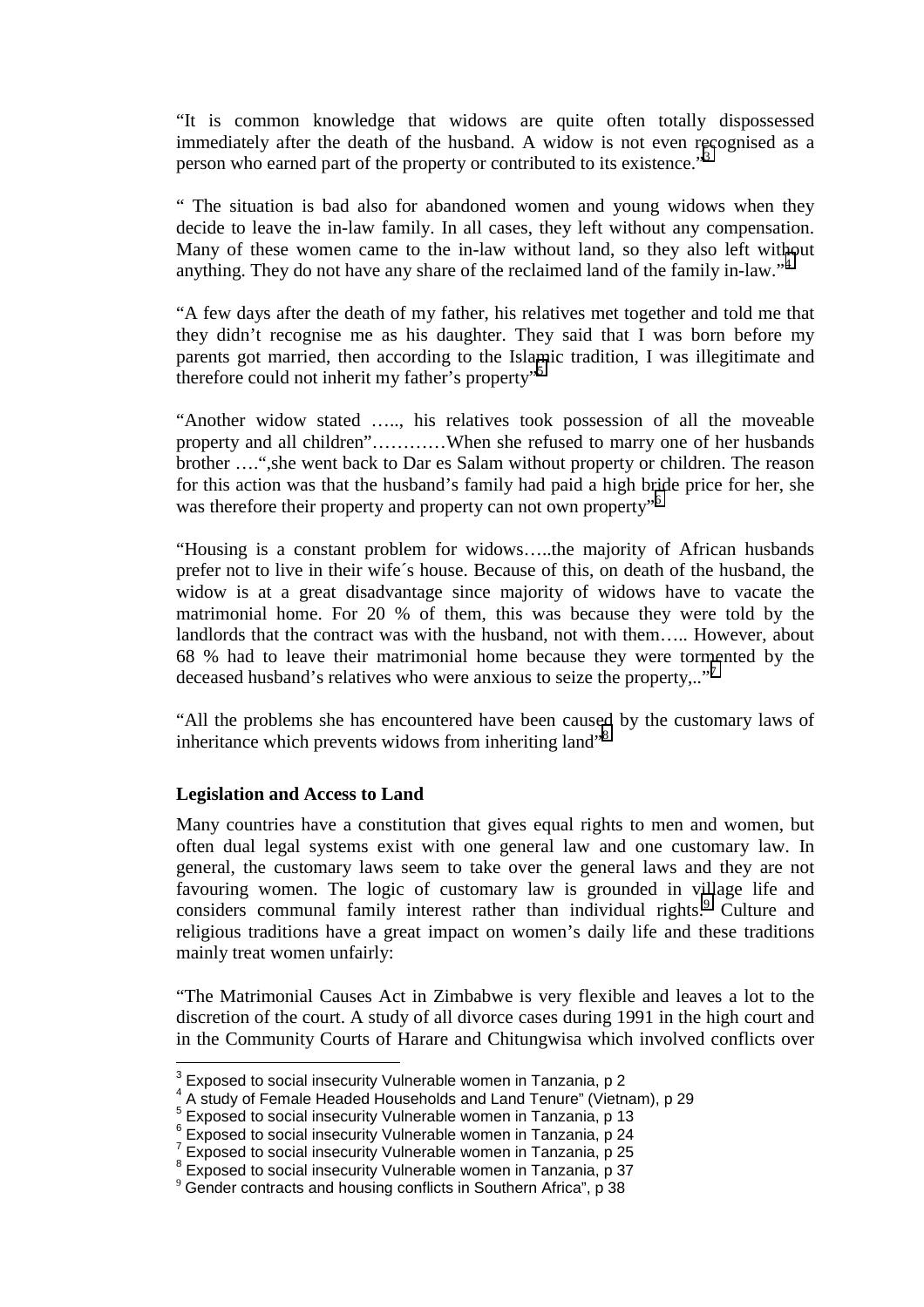"It is common knowledge that widows are quite often totally dispossessed immediately after the death of the husband. A widow is not even recognised as a person who earned part of the property or contributed to its existence."[3]

" The situation is bad also for abandoned women and young widows when they decide to leave the in-law family. In all cases, they left without any compensation. Many of these women came to the in-law without land, so they also left without anything. They do not have any share of the reclaimed land of the family in-law."[4]

"A few days after the death of my father, his relatives met together and told me that they didn't recognise me as his daughter. They said that I was born before my parents got married, then according to the Islamic tradition, I was illegitimate and therefore could not inherit my father's property"[5]

"Another widow stated ….., his relatives took possession of all the moveable property and all children"…………When she refused to marry one of her husbands brother ….",she went back to Dar es Salam without property or children. The reason for this action was that the husband's family had paid a high bride price for her, she was therefore their property and property can not own property"[6]

"Housing is a constant problem for widows…..the majority of African husbands prefer not to live in their wife´s house. Because of this, on death of the husband, the widow is at a great disadvantage since majority of widows have to vacate the matrimonial home. For 20 % of them, this was because they were told by the landlords that the contract was with the husband, not with them….. However, about 68 % had to leave their matrimonial home because they were tormented by the deceased husband's relatives who were anxious to seize the property,.."[7]

"All the problems she has encountered have been caused by the customary laws of inheritance which prevents widows from inheriting land"[8]

### Legislation and Access to Land

Many countries have a constitution that gives equal rights to men and women, but often dual legal systems exist with one general law and one customary law. In general, the customary laws seem to take over the general laws and they are not favouring women. The logic of customary law is grounded in village life and considers communal family interest rather than individual rights.[9] Culture and religious traditions have a great impact on women's daily life and these traditions mainly treat women unfairly:

"The Matrimonial Causes Act in Zimbabwe is very flexible and leaves a lot to the discretion of the court. A study of all divorce cases during 1991 in the high court and in the Community Courts of Harare and Chitungwisa which involved conflicts over

---

[3] Exposed to social insecurity Vulnerable women in Tanzania, p 2
[4] A study of Female Headed Households and Land Tenure" (Vietnam), p 29
[5] Exposed to social insecurity Vulnerable women in Tanzania, p 13
[6] Exposed to social insecurity Vulnerable women in Tanzania, p 24
[7] Exposed to social insecurity Vulnerable women in Tanzania, p 25
[8] Exposed to social insecurity Vulnerable women in Tanzania, p 37
[9] Gender contracts and housing conflicts in Southern Africa", p 38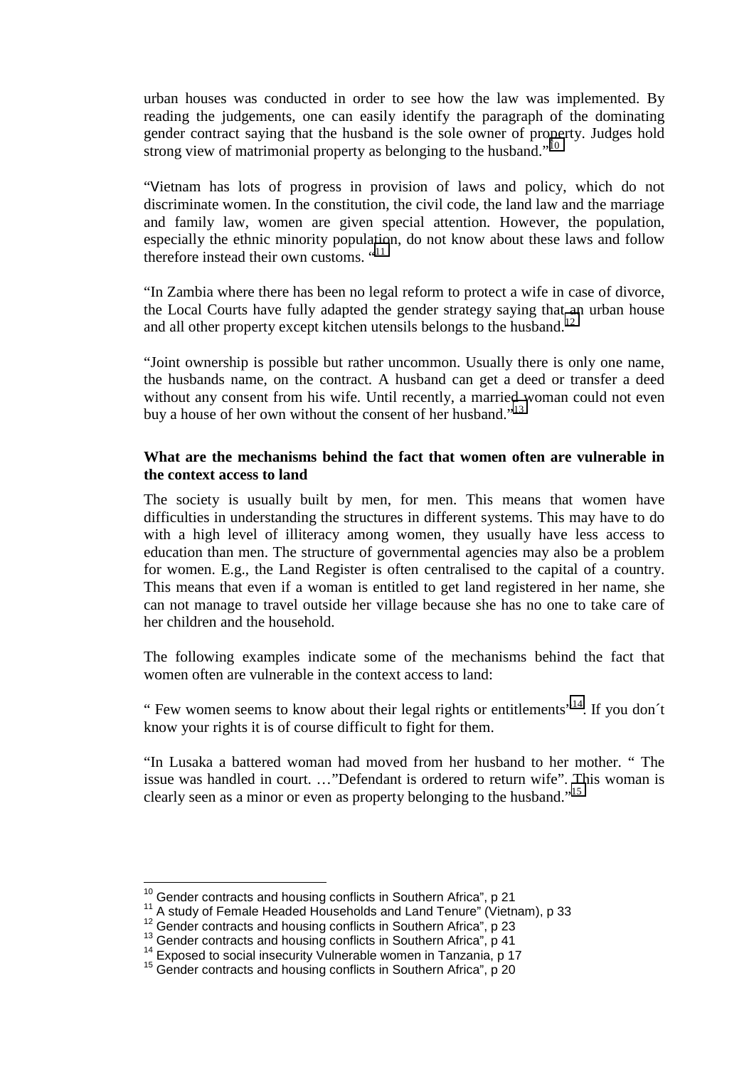urban houses was conducted in order to see how the law was implemented. By reading the judgements, one can easily identify the paragraph of the dominating gender contract saying that the husband is the sole owner of property. Judges hold strong view of matrimonial property as belonging to the husband."[10]

"Vietnam has lots of progress in provision of laws and policy, which do not discriminate women. In the constitution, the civil code, the land law and the marriage and family law, women are given special attention. However, the population, especially the ethnic minority population, do not know about these laws and follow therefore instead their own customs. "[11]

"In Zambia where there has been no legal reform to protect a wife in case of divorce, the Local Courts have fully adapted the gender strategy saying that an urban house and all other property except kitchen utensils belongs to the husband."[12]

"Joint ownership is possible but rather uncommon. Usually there is only one name, the husbands name, on the contract. A husband can get a deed or transfer a deed without any consent from his wife. Until recently, a married woman could not even buy a house of her own without the consent of her husband."[13]

**What are the mechanisms behind the fact that women often are vulnerable in the context access to land**

The society is usually built by men, for men. This means that women have difficulties in understanding the structures in different systems. This may have to do with a high level of illiteracy among women, they usually have less access to education than men. The structure of governmental agencies may also be a problem for women. E.g., the Land Register is often centralised to the capital of a country. This means that even if a woman is entitled to get land registered in her name, she can not manage to travel outside her village because she has no one to take care of her children and the household.

The following examples indicate some of the mechanisms behind the fact that women often are vulnerable in the context access to land:

" Few women seems to know about their legal rights or entitlements"[14]. If you don´t know your rights it is of course difficult to fight for them.

"In Lusaka a battered woman had moved from her husband to her mother. " The issue was handled in court. …"Defendant is ordered to return wife". This woman is clearly seen as a minor or even as property belonging to the husband."[15]

---

[10] Gender contracts and housing conflicts in Southern Africa", p 21
[11] A study of Female Headed Households and Land Tenure" (Vietnam), p 33
[12] Gender contracts and housing conflicts in Southern Africa", p 23
[13] Gender contracts and housing conflicts in Southern Africa", p 41
[14] Exposed to social insecurity Vulnerable women in Tanzania, p 17
[15] Gender contracts and housing conflicts in Southern Africa", p 20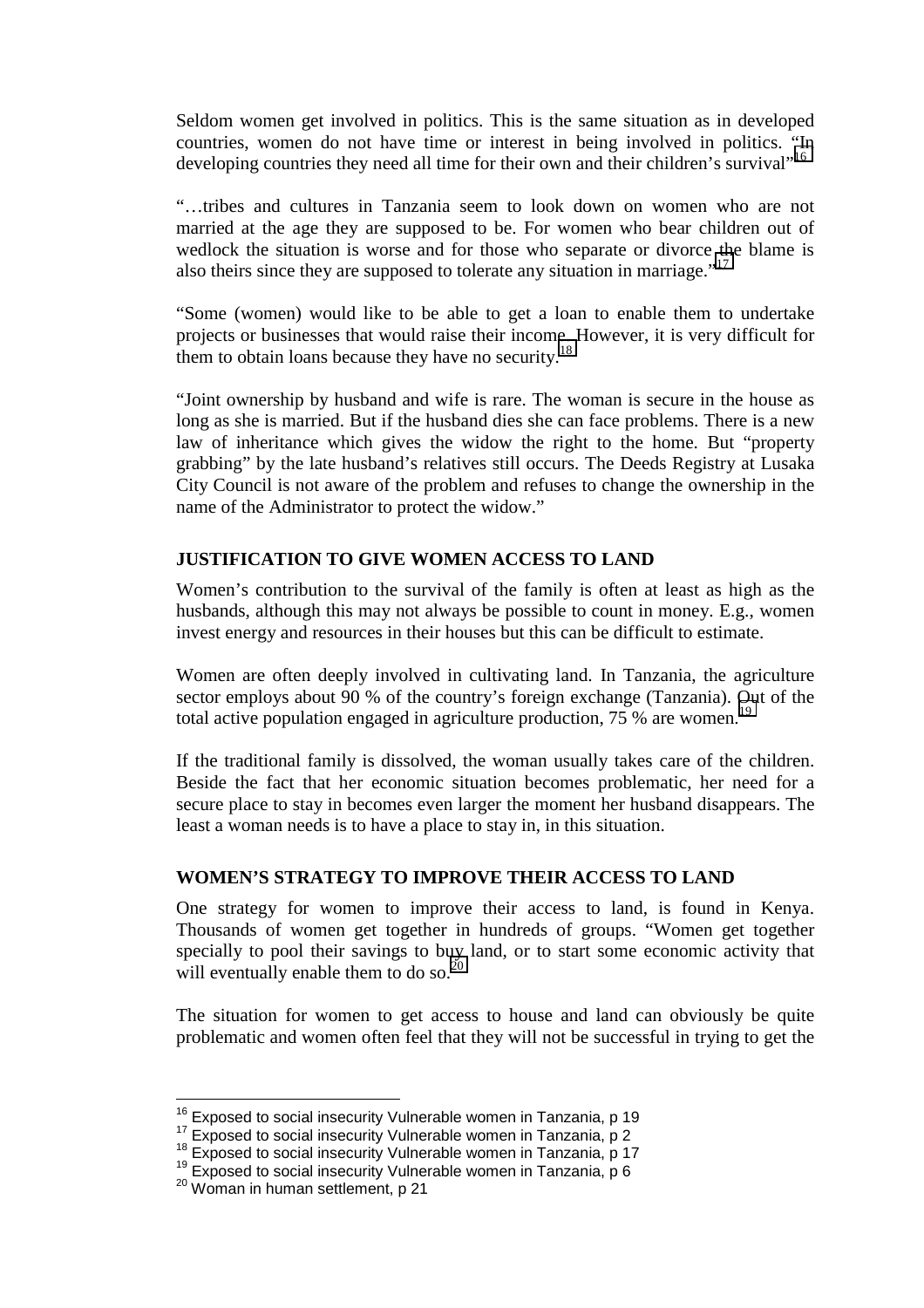Seldom women get involved in politics. This is the same situation as in developed countries, women do not have time or interest in being involved in politics. "In developing countries they need all time for their own and their children's survival"[16]

"…tribes and cultures in Tanzania seem to look down on women who are not married at the age they are supposed to be. For women who bear children out of wedlock the situation is worse and for those who separate or divorce the blame is also theirs since they are supposed to tolerate any situation in marriage."[17]

"Some (women) would like to be able to get a loan to enable them to undertake projects or businesses that would raise their income. However, it is very difficult for them to obtain loans because they have no security."[18]

"Joint ownership by husband and wife is rare. The woman is secure in the house as long as she is married. But if the husband dies she can face problems. There is a new law of inheritance which gives the widow the right to the home. But "property grabbing" by the late husband's relatives still occurs. The Deeds Registry at Lusaka City Council is not aware of the problem and refuses to change the ownership in the name of the Administrator to protect the widow."

## JUSTIFICATION TO GIVE WOMEN ACCESS TO LAND

Women's contribution to the survival of the family is often at least as high as the husbands, although this may not always be possible to count in money. E.g., women invest energy and resources in their houses but this can be difficult to estimate.

Women are often deeply involved in cultivating land. In Tanzania, the agriculture sector employs about 90 % of the country's foreign exchange (Tanzania). Out of the total active population engaged in agriculture production, 75 % are women.[19]

If the traditional family is dissolved, the woman usually takes care of the children. Beside the fact that her economic situation becomes problematic, her need for a secure place to stay in becomes even larger the moment her husband disappears. The least a woman needs is to have a place to stay in, in this situation.

## WOMEN'S STRATEGY TO IMPROVE THEIR ACCESS TO LAND

One strategy for women to improve their access to land, is found in Kenya. Thousands of women get together in hundreds of groups. "Women get together specially to pool their savings to buy land, or to start some economic activity that will eventually enable them to do so."[20]

The situation for women to get access to house and land can obviously be quite problematic and women often feel that they will not be successful in trying to get the

---

[16] Exposed to social insecurity Vulnerable women in Tanzania, p 19
[17] Exposed to social insecurity Vulnerable women in Tanzania, p 2
[18] Exposed to social insecurity Vulnerable women in Tanzania, p 17
[19] Exposed to social insecurity Vulnerable women in Tanzania, p 6
[20] Woman in human settlement, p 21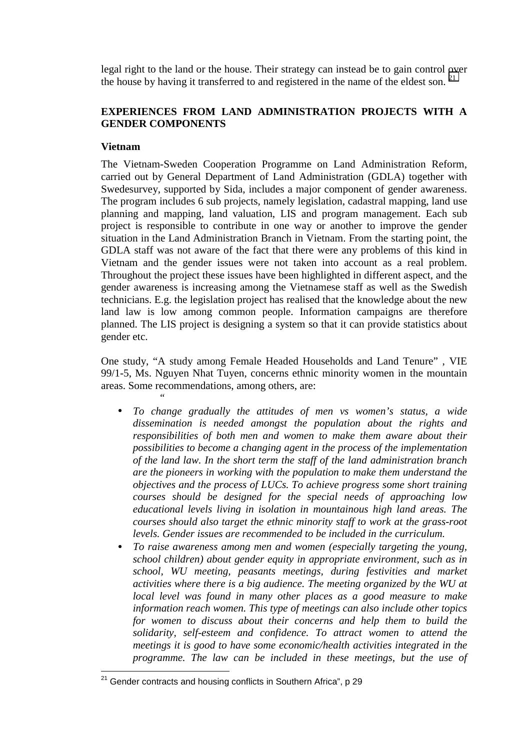legal right to the land or the house. Their strategy can instead be to gain control over the house by having it transferred to and registered in the name of the eldest son. [21]

## EXPERIENCES FROM LAND ADMINISTRATION PROJECTS WITH A GENDER COMPONENTS

### Vietnam

The Vietnam-Sweden Cooperation Programme on Land Administration Reform, carried out by General Department of Land Administration (GDLA) together with Swedesurvey, supported by Sida, includes a major component of gender awareness. The program includes 6 sub projects, namely legislation, cadastral mapping, land use planning and mapping, land valuation, LIS and program management. Each sub project is responsible to contribute in one way or another to improve the gender situation in the Land Administration Branch in Vietnam. From the starting point, the GDLA staff was not aware of the fact that there were any problems of this kind in Vietnam and the gender issues were not taken into account as a real problem. Throughout the project these issues have been highlighted in different aspect, and the gender awareness is increasing among the Vietnamese staff as well as the Swedish technicians. E.g. the legislation project has realised that the knowledge about the new land law is low among common people. Information campaigns are therefore planned. The LIS project is designing a system so that it can provide statistics about gender etc.

One study, "A study among Female Headed Households and Land Tenure" , VIE 99/1-5, Ms. Nguyen Nhat Tuyen, concerns ethnic minority women in the mountain areas. Some recommendations, among others, are:

"

- *To change gradually the attitudes of men vs women's status, a wide dissemination is needed amongst the population about the rights and responsibilities of both men and women to make them aware about their possibilities to become a changing agent in the process of the implementation of the land law. In the short term the staff of the land administration branch are the pioneers in working with the population to make them understand the objectives and the process of LUCs. To achieve progress some short training courses should be designed for the special needs of approaching low educational levels living in isolation in mountainous high land areas. The courses should also target the ethnic minority staff to work at the grass-root levels. Gender issues are recommended to be included in the curriculum.*
- *To raise awareness among men and women (especially targeting the young, school children) about gender equity in appropriate environment, such as in school, WU meeting, peasants meetings, during festivities and market activities where there is a big audience. The meeting organized by the WU at local level was found in many other places as a good measure to make information reach women. This type of meetings can also include other topics for women to discuss about their concerns and help them to build the solidarity, self-esteem and confidence. To attract women to attend the meetings it is good to have some economic/health activities integrated in the programme. The law can be included in these meetings, but the use of*

[21] Gender contracts and housing conflicts in Southern Africa", p 29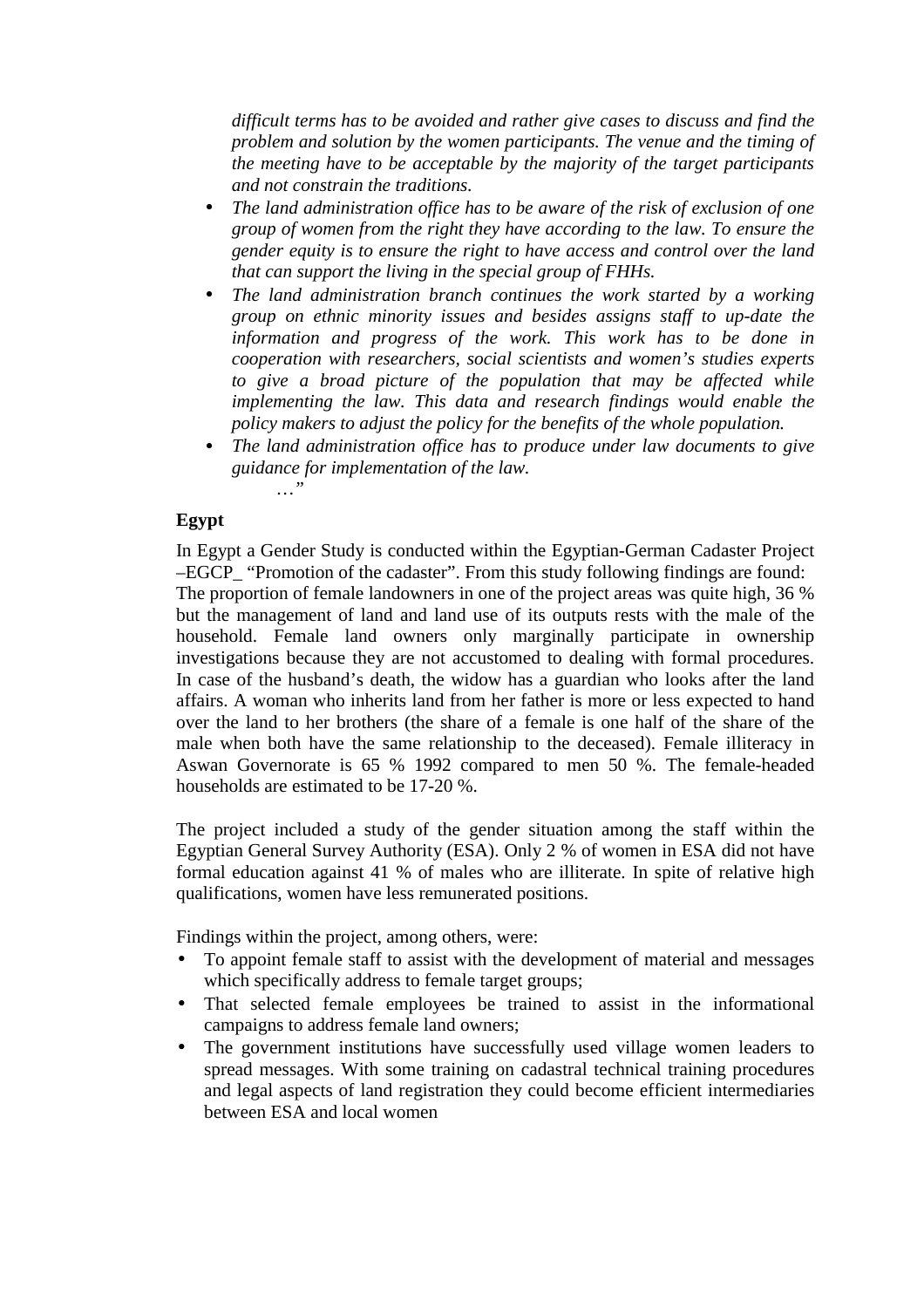*difficult terms has to be avoided and rather give cases to discuss and find the problem and solution by the women participants. The venue and the timing of the meeting have to be acceptable by the majority of the target participants and not constrain the traditions.*

- *The land administration office has to be aware of the risk of exclusion of one group of women from the right they have according to the law. To ensure the gender equity is to ensure the right to have access and control over the land that can support the living in the special group of FHHs.*
- *The land administration branch continues the work started by a working group on ethnic minority issues and besides assigns staff to up-date the information and progress of the work. This work has to be done in cooperation with researchers, social scientists and women's studies experts to give a broad picture of the population that may be affected while implementing the law. This data and research findings would enable the policy makers to adjust the policy for the benefits of the whole population.*
- *The land administration office has to produce under law documents to give guidance for implementation of the law.*

  *…"*

**Egypt**

In Egypt a Gender Study is conducted within the Egyptian-German Cadaster Project –EGCP_ "Promotion of the cadaster". From this study following findings are found: The proportion of female landowners in one of the project areas was quite high, 36 % but the management of land and land use of its outputs rests with the male of the household. Female land owners only marginally participate in ownership investigations because they are not accustomed to dealing with formal procedures. In case of the husband's death, the widow has a guardian who looks after the land affairs. A woman who inherits land from her father is more or less expected to hand over the land to her brothers (the share of a female is one half of the share of the male when both have the same relationship to the deceased). Female illiteracy in Aswan Governorate is 65 % 1992 compared to men 50 %. The female-headed households are estimated to be 17-20 %.

The project included a study of the gender situation among the staff within the Egyptian General Survey Authority (ESA). Only 2 % of women in ESA did not have formal education against 41 % of males who are illiterate. In spite of relative high qualifications, women have less remunerated positions.

Findings within the project, among others, were:

- To appoint female staff to assist with the development of material and messages which specifically address to female target groups;
- That selected female employees be trained to assist in the informational campaigns to address female land owners;
- The government institutions have successfully used village women leaders to spread messages. With some training on cadastral technical training procedures and legal aspects of land registration they could become efficient intermediaries between ESA and local women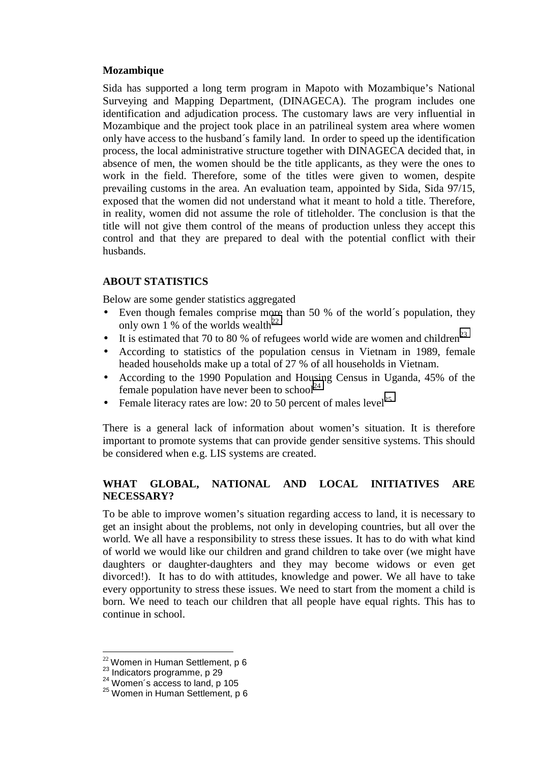**Mozambique**

Sida has supported a long term program in Mapoto with Mozambique's National Surveying and Mapping Department, (DINAGECA). The program includes one identification and adjudication process. The customary laws are very influential in Mozambique and the project took place in an patrilineal system area where women only have access to the husband´s family land. In order to speed up the identification process, the local administrative structure together with DINAGECA decided that, in absence of men, the women should be the title applicants, as they were the ones to work in the field. Therefore, some of the titles were given to women, despite prevailing customs in the area. An evaluation team, appointed by Sida, Sida 97/15, exposed that the women did not understand what it meant to hold a title. Therefore, in reality, women did not assume the role of titleholder. The conclusion is that the title will not give them control of the means of production unless they accept this control and that they are prepared to deal with the potential conflict with their husbands.

## ABOUT STATISTICS

Below are some gender statistics aggregated

- Even though females comprise more than 50 % of the world´s population, they only own 1 % of the worlds wealth[22]
- It is estimated that 70 to 80 % of refugees world wide are women and children[23]
- According to statistics of the population census in Vietnam in 1989, female headed households make up a total of 27 % of all households in Vietnam.
- According to the 1990 Population and Housing Census in Uganda, 45% of the female population have never been to school[24]
- Female literacy rates are low: 20 to 50 percent of males level[25]

There is a general lack of information about women's situation. It is therefore important to promote systems that can provide gender sensitive systems. This should be considered when e.g. LIS systems are created.

## WHAT GLOBAL, NATIONAL AND LOCAL INITIATIVES ARE NECESSARY?

To be able to improve women's situation regarding access to land, it is necessary to get an insight about the problems, not only in developing countries, but all over the world. We all have a responsibility to stress these issues. It has to do with what kind of world we would like our children and grand children to take over (we might have daughters or daughter-daughters and they may become widows or even get divorced!). It has to do with attitudes, knowledge and power. We all have to take every opportunity to stress these issues. We need to start from the moment a child is born. We need to teach our children that all people have equal rights. This has to continue in school.

---

[22] Women in Human Settlement, p 6
[23] Indicators programme, p 29
[24] Women´s access to land, p 105
[25] Women in Human Settlement, p 6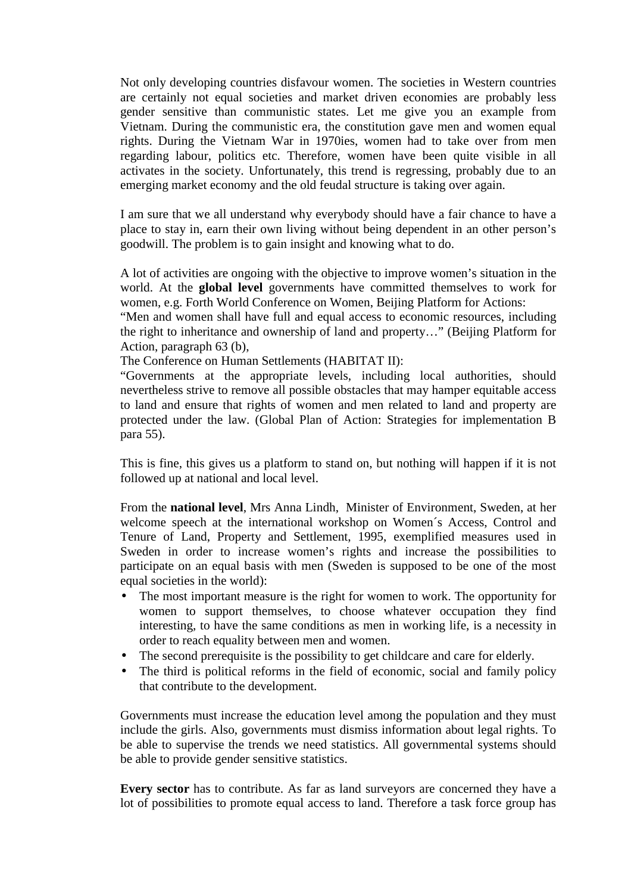Not only developing countries disfavour women. The societies in Western countries are certainly not equal societies and market driven economies are probably less gender sensitive than communistic states. Let me give you an example from Vietnam. During the communistic era, the constitution gave men and women equal rights. During the Vietnam War in 1970ies, women had to take over from men regarding labour, politics etc. Therefore, women have been quite visible in all activates in the society. Unfortunately, this trend is regressing, probably due to an emerging market economy and the old feudal structure is taking over again.

I am sure that we all understand why everybody should have a fair chance to have a place to stay in, earn their own living without being dependent in an other person's goodwill. The problem is to gain insight and knowing what to do.

A lot of activities are ongoing with the objective to improve women's situation in the world. At the **global level** governments have committed themselves to work for women, e.g. Forth World Conference on Women, Beijing Platform for Actions:
"Men and women shall have full and equal access to economic resources, including the right to inheritance and ownership of land and property…" (Beijing Platform for Action, paragraph 63 (b),
The Conference on Human Settlements (HABITAT II):
"Governments at the appropriate levels, including local authorities, should nevertheless strive to remove all possible obstacles that may hamper equitable access to land and ensure that rights of women and men related to land and property are protected under the law. (Global Plan of Action: Strategies for implementation B para 55).

This is fine, this gives us a platform to stand on, but nothing will happen if it is not followed up at national and local level.

From the **national level**, Mrs Anna Lindh, Minister of Environment, Sweden, at her welcome speech at the international workshop on Women´s Access, Control and Tenure of Land, Property and Settlement, 1995, exemplified measures used in Sweden in order to increase women's rights and increase the possibilities to participate on an equal basis with men (Sweden is supposed to be one of the most equal societies in the world):

- The most important measure is the right for women to work. The opportunity for women to support themselves, to choose whatever occupation they find interesting, to have the same conditions as men in working life, is a necessity in order to reach equality between men and women.
- The second prerequisite is the possibility to get childcare and care for elderly.
- The third is political reforms in the field of economic, social and family policy that contribute to the development.

Governments must increase the education level among the population and they must include the girls. Also, governments must dismiss information about legal rights. To be able to supervise the trends we need statistics. All governmental systems should be able to provide gender sensitive statistics.

**Every sector** has to contribute. As far as land surveyors are concerned they have a lot of possibilities to promote equal access to land. Therefore a task force group has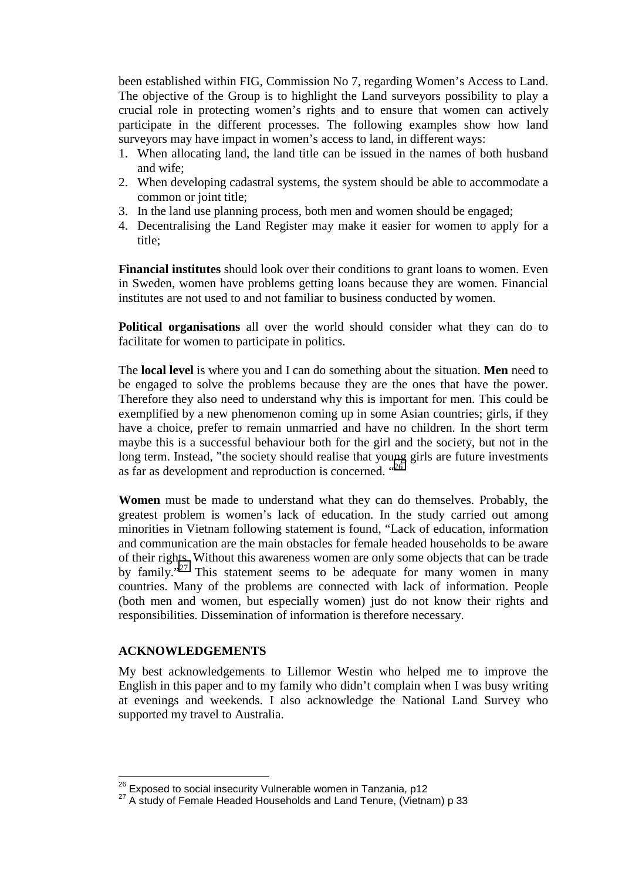been established within FIG, Commission No 7, regarding Women's Access to Land. The objective of the Group is to highlight the Land surveyors possibility to play a crucial role in protecting women's rights and to ensure that women can actively participate in the different processes. The following examples show how land surveyors may have impact in women's access to land, in different ways:

1. When allocating land, the land title can be issued in the names of both husband and wife;
2. When developing cadastral systems, the system should be able to accommodate a common or joint title;
3. In the land use planning process, both men and women should be engaged;
4. Decentralising the Land Register may make it easier for women to apply for a title;

**Financial institutes** should look over their conditions to grant loans to women. Even in Sweden, women have problems getting loans because they are women. Financial institutes are not used to and not familiar to business conducted by women.

**Political organisations** all over the world should consider what they can do to facilitate for women to participate in politics.

The **local level** is where you and I can do something about the situation. **Men** need to be engaged to solve the problems because they are the ones that have the power. Therefore they also need to understand why this is important for men. This could be exemplified by a new phenomenon coming up in some Asian countries; girls, if they have a choice, prefer to remain unmarried and have no children. In the short term maybe this is a successful behaviour both for the girl and the society, but not in the long term. Instead, "the society should realise that young girls are future investments as far as development and reproduction is concerned. "[26]

**Women** must be made to understand what they can do themselves. Probably, the greatest problem is women's lack of education. In the study carried out among minorities in Vietnam following statement is found, "Lack of education, information and communication are the main obstacles for female headed households to be aware of their rights. Without this awareness women are only some objects that can be trade by family."[27] This statement seems to be adequate for many women in many countries. Many of the problems are connected with lack of information. People (both men and women, but especially women) just do not know their rights and responsibilities. Dissemination of information is therefore necessary.

## ACKNOWLEDGEMENTS

My best acknowledgements to Lillemor Westin who helped me to improve the English in this paper and to my family who didn't complain when I was busy writing at evenings and weekends. I also acknowledge the National Land Survey who supported my travel to Australia.

---

[26] Exposed to social insecurity Vulnerable women in Tanzania, p12

[27] A study of Female Headed Households and Land Tenure, (Vietnam) p 33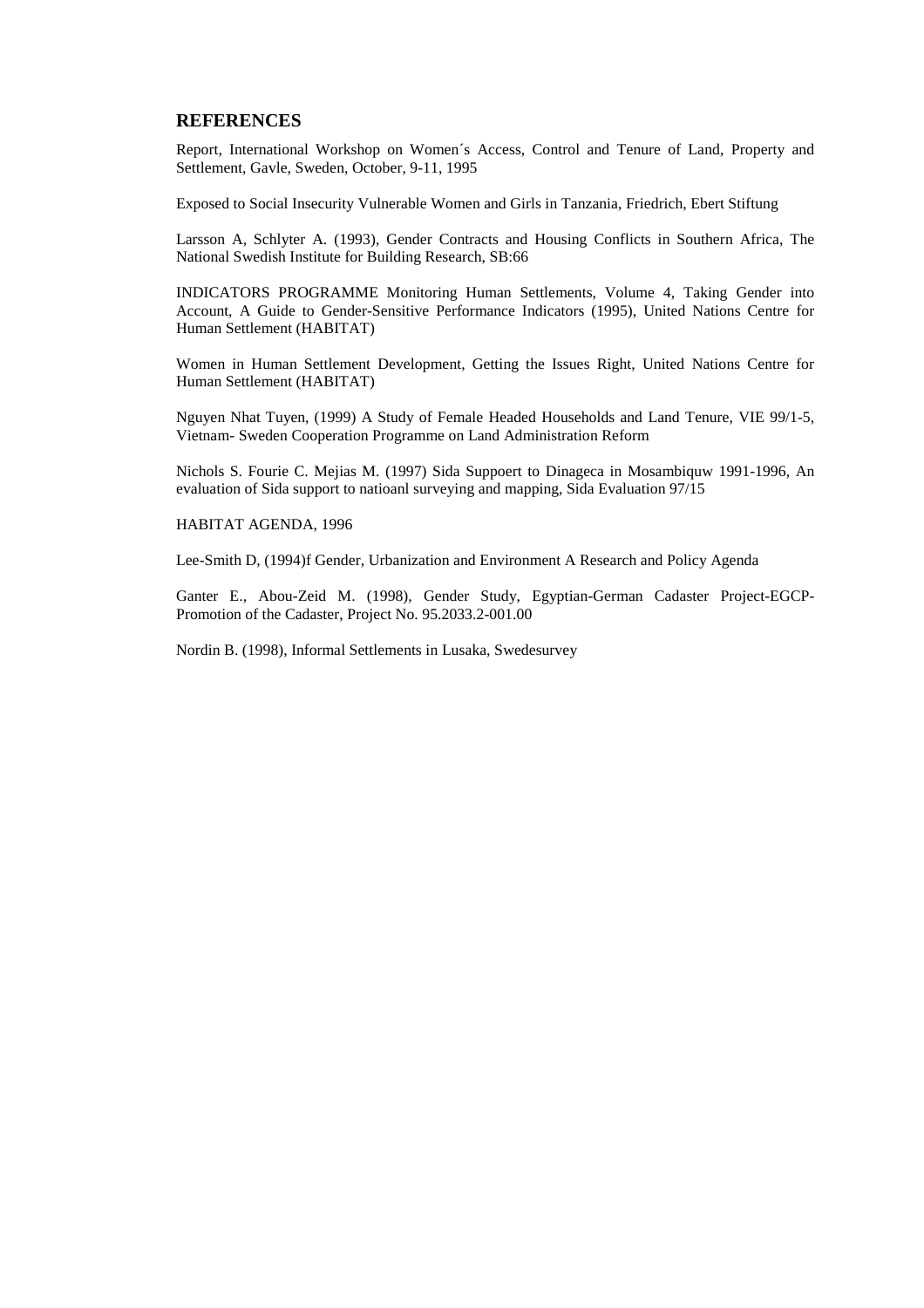## REFERENCES

Report, International Workshop on Women´s Access, Control and Tenure of Land, Property and Settlement, Gavle, Sweden, October, 9-11, 1995

Exposed to Social Insecurity Vulnerable Women and Girls in Tanzania, Friedrich, Ebert Stiftung

Larsson A, Schlyter A. (1993), Gender Contracts and Housing Conflicts in Southern Africa, The National Swedish Institute for Building Research, SB:66

INDICATORS PROGRAMME Monitoring Human Settlements, Volume 4, Taking Gender into Account, A Guide to Gender-Sensitive Performance Indicators (1995), United Nations Centre for Human Settlement (HABITAT)

Women in Human Settlement Development, Getting the Issues Right, United Nations Centre for Human Settlement (HABITAT)

Nguyen Nhat Tuyen, (1999) A Study of Female Headed Households and Land Tenure, VIE 99/1-5, Vietnam- Sweden Cooperation Programme on Land Administration Reform

Nichols S. Fourie C. Mejias M. (1997) Sida Suppoert to Dinageca in Mosambiquw 1991-1996, An evaluation of Sida support to natioanl surveying and mapping, Sida Evaluation 97/15

HABITAT AGENDA, 1996

Lee-Smith D, (1994)f Gender, Urbanization and Environment A Research and Policy Agenda

Ganter E., Abou-Zeid M. (1998), Gender Study, Egyptian-German Cadaster Project-EGCP-Promotion of the Cadaster, Project No. 95.2033.2-001.00

Nordin B. (1998), Informal Settlements in Lusaka, Swedesurvey